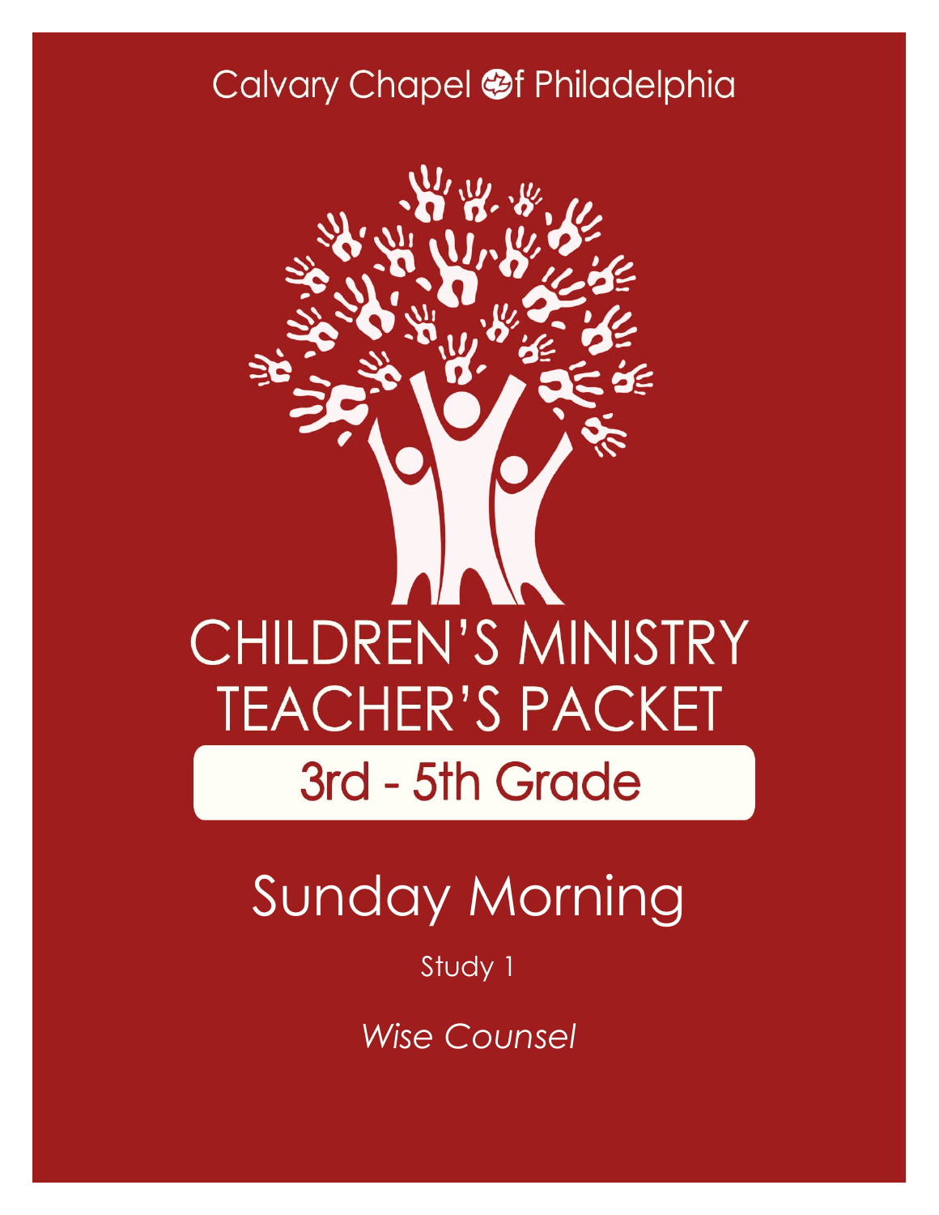Calvary Chapel of Philadelphia

# CHILDREN'S MINISTRY TEACHER'S PACKET

## 3rd - 5th Grade

# Sunday Morning

Study 1

*Wise Counsel*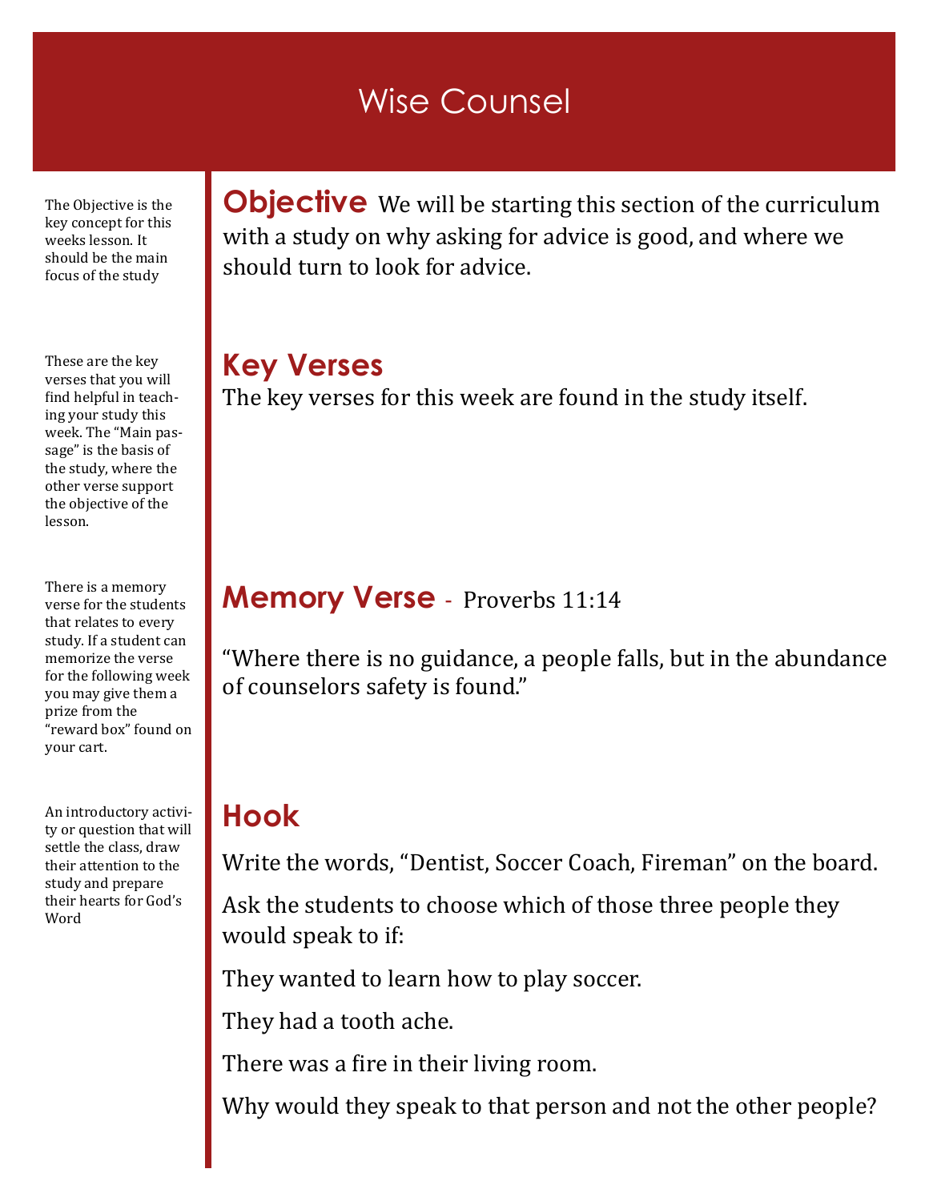# Wise Counsel

The Objective is the key concept for this weeks lesson. It should be the main focus of the study

## Objective

We will be starting this section of the curriculum with a study on why asking for advice is good, and where we should turn to look for advice.

These are the key verses that you will find helpful in teaching your study this week. The "Main passage" is the basis of the study, where the other verse support the objective of the lesson.

## Key Verses

The key verses for this week are found in the study itself.

There is a memory verse for the students that relates to every study. If a student can memorize the verse for the following week you may give them a prize from the "reward box" found on your cart.

## Memory Verse - Proverbs 11:14

"Where there is no guidance, a people falls, but in the abundance of counselors safety is found."

An introductory activity or question that will settle the class, draw their attention to the study and prepare their hearts for God's Word

## Hook

Write the words, "Dentist, Soccer Coach, Fireman" on the board.

Ask the students to choose which of those three people they would speak to if:

They wanted to learn how to play soccer.

They had a tooth ache.

There was a fire in their living room.

Why would they speak to that person and not the other people?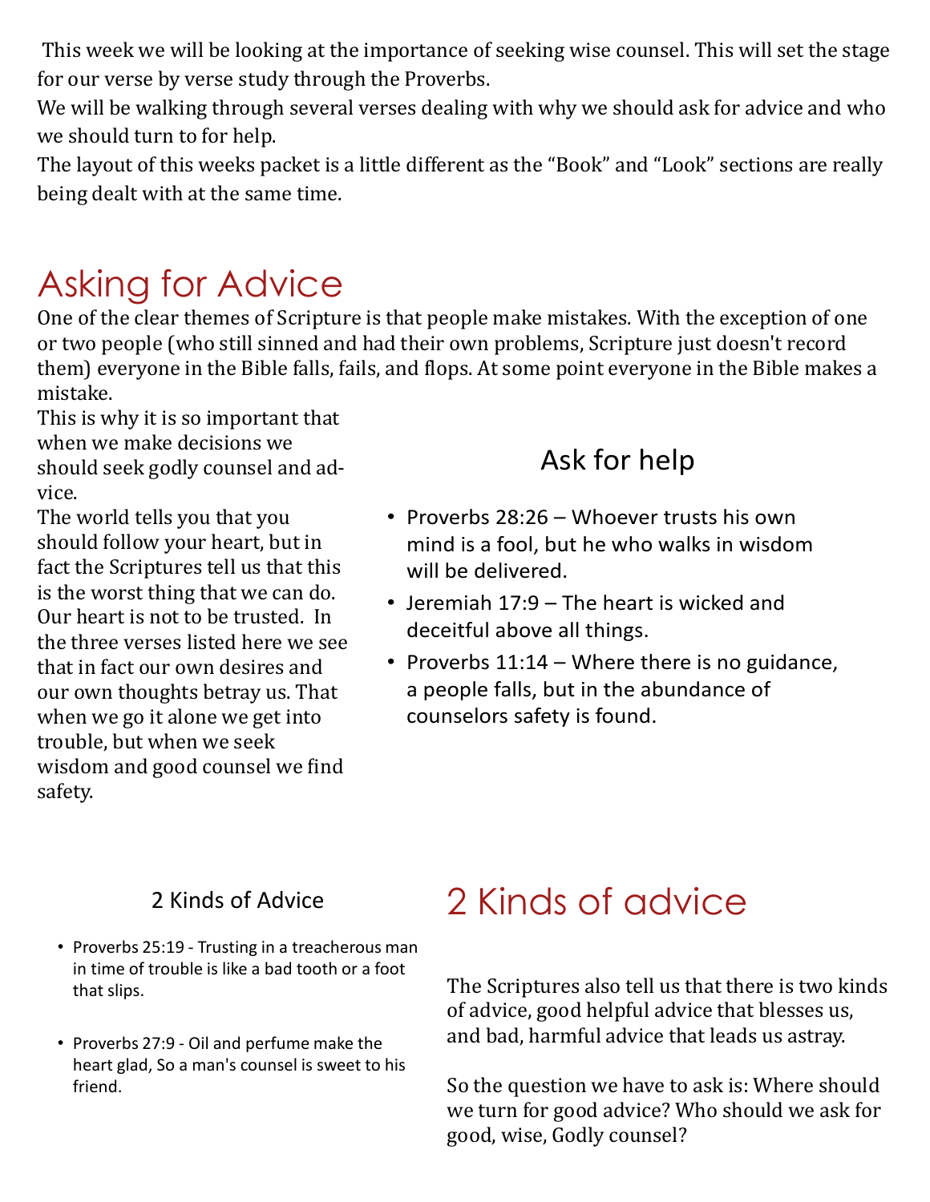This week we will be looking at the importance of seeking wise counsel. This will set the stage for our verse by verse study through the Proverbs.

We will be walking through several verses dealing with why we should ask for advice and who we should turn to for help.

The layout of this weeks packet is a little different as the "Book" and "Look" sections are really being dealt with at the same time.

# Asking for Advice

One of the clear themes of Scripture is that people make mistakes. With the exception of one or two people (who still sinned and had their own problems, Scripture just doesn't record them) everyone in the Bible falls, fails, and flops. At some point everyone in the Bible makes a mistake.

This is why it is so important that when we make decisions we should seek godly counsel and advice.

The world tells you that you should follow your heart, but in fact the Scriptures tell us that this is the worst thing that we can do. Our heart is not to be trusted. In the three verses listed here we see that in fact our own desires and our own thoughts betray us. That when we go it alone we get into trouble, but when we seek wisdom and good counsel we find safety.

## Ask for help

- Proverbs 28:26 – Whoever trusts his own mind is a fool, but he who walks in wisdom will be delivered.
- Jeremiah 17:9 – The heart is wicked and deceitful above all things.
- Proverbs 11:14 – Where there is no guidance, a people falls, but in the abundance of counselors safety is found.

# 2 Kinds of advice

The Scriptures also tell us that there is two kinds of advice, good helpful advice that blesses us, and bad, harmful advice that leads us astray.

So the question we have to ask is: Where should we turn for good advice? Who should we ask for good, wise, Godly counsel?

## 2 Kinds of Advice

- Proverbs 25:19 - Trusting in a treacherous man in time of trouble is like a bad tooth or a foot that slips.
- Proverbs 27:9 - Oil and perfume make the heart glad, So a man's counsel is sweet to his friend.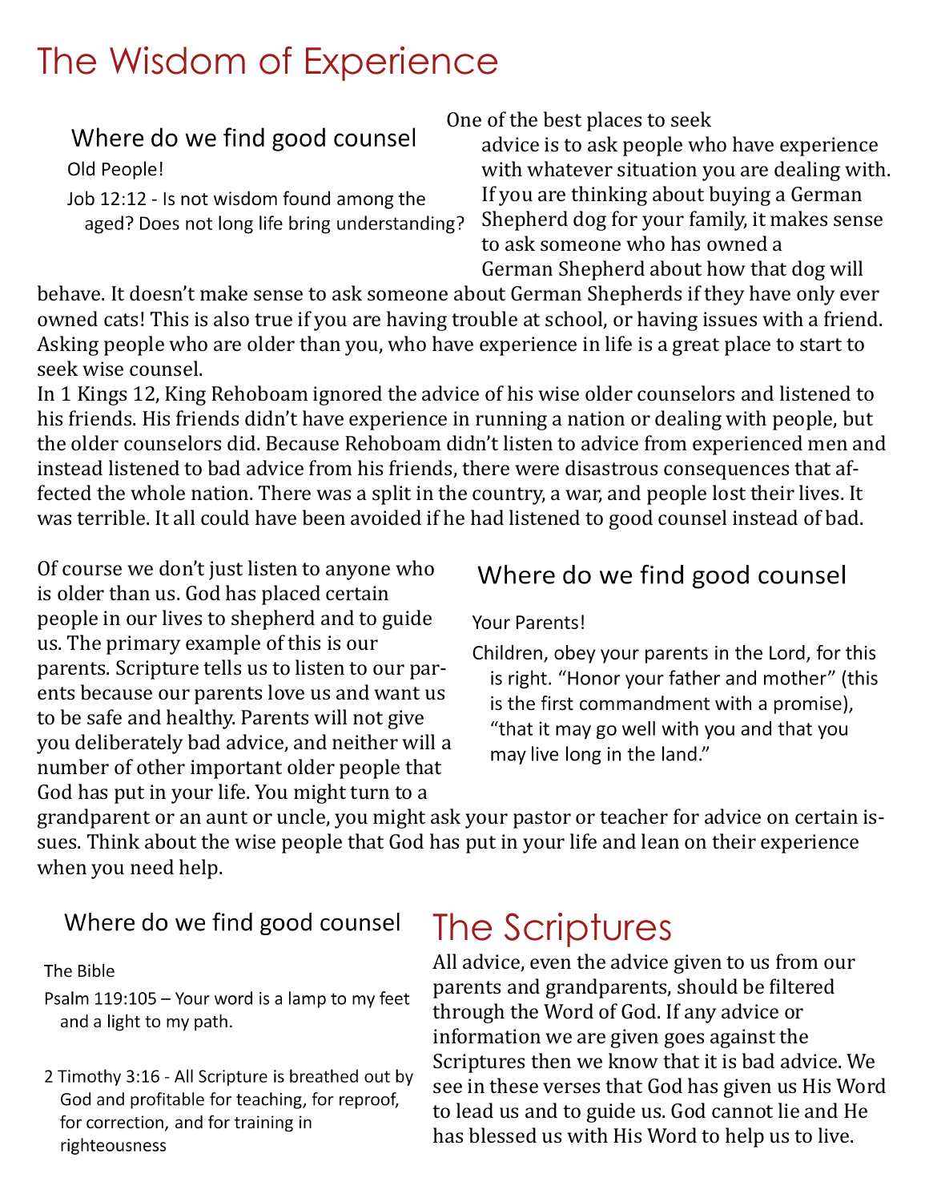# The Wisdom of Experience

### Where do we find good counsel

Old People!

Job 12:12 - Is not wisdom found among the aged? Does not long life bring understanding?

One of the best places to seek advice is to ask people who have experience with whatever situation you are dealing with. If you are thinking about buying a German Shepherd dog for your family, it makes sense to ask someone who has owned a German Shepherd about how that dog will behave. It doesn't make sense to ask someone about German Shepherds if they have only ever owned cats! This is also true if you are having trouble at school, or having issues with a friend. Asking people who are older than you, who have experience in life is a great place to start to seek wise counsel.

In 1 Kings 12, King Rehoboam ignored the advice of his wise older counselors and listened to his friends. His friends didn't have experience in running a nation or dealing with people, but the older counselors did. Because Rehoboam didn't listen to advice from experienced men and instead listened to bad advice from his friends, there were disastrous consequences that affected the whole nation. There was a split in the country, a war, and people lost their lives. It was terrible. It all could have been avoided if he had listened to good counsel instead of bad.

### Where do we find good counsel

Your Parents!

Children, obey your parents in the Lord, for this is right. "Honor your father and mother" (this is the first commandment with a promise), "that it may go well with you and that you may live long in the land."

Of course we don't just listen to anyone who is older than us. God has placed certain people in our lives to shepherd and to guide us. The primary example of this is our parents. Scripture tells us to listen to our parents because our parents love us and want us to be safe and healthy. Parents will not give you deliberately bad advice, and neither will a number of other important older people that God has put in your life. You might turn to a grandparent or an aunt or uncle, you might ask your pastor or teacher for advice on certain issues. Think about the wise people that God has put in your life and lean on their experience when you need help.

### Where do we find good counsel

The Bible

Psalm 119:105 – Your word is a lamp to my feet and a light to my path.

2 Timothy 3:16 - All Scripture is breathed out by God and profitable for teaching, for reproof, for correction, and for training in righteousness

# The Scriptures

All advice, even the advice given to us from our parents and grandparents, should be filtered through the Word of God. If any advice or information we are given goes against the Scriptures then we know that it is bad advice. We see in these verses that God has given us His Word to lead us and to guide us. God cannot lie and He has blessed us with His Word to help us to live.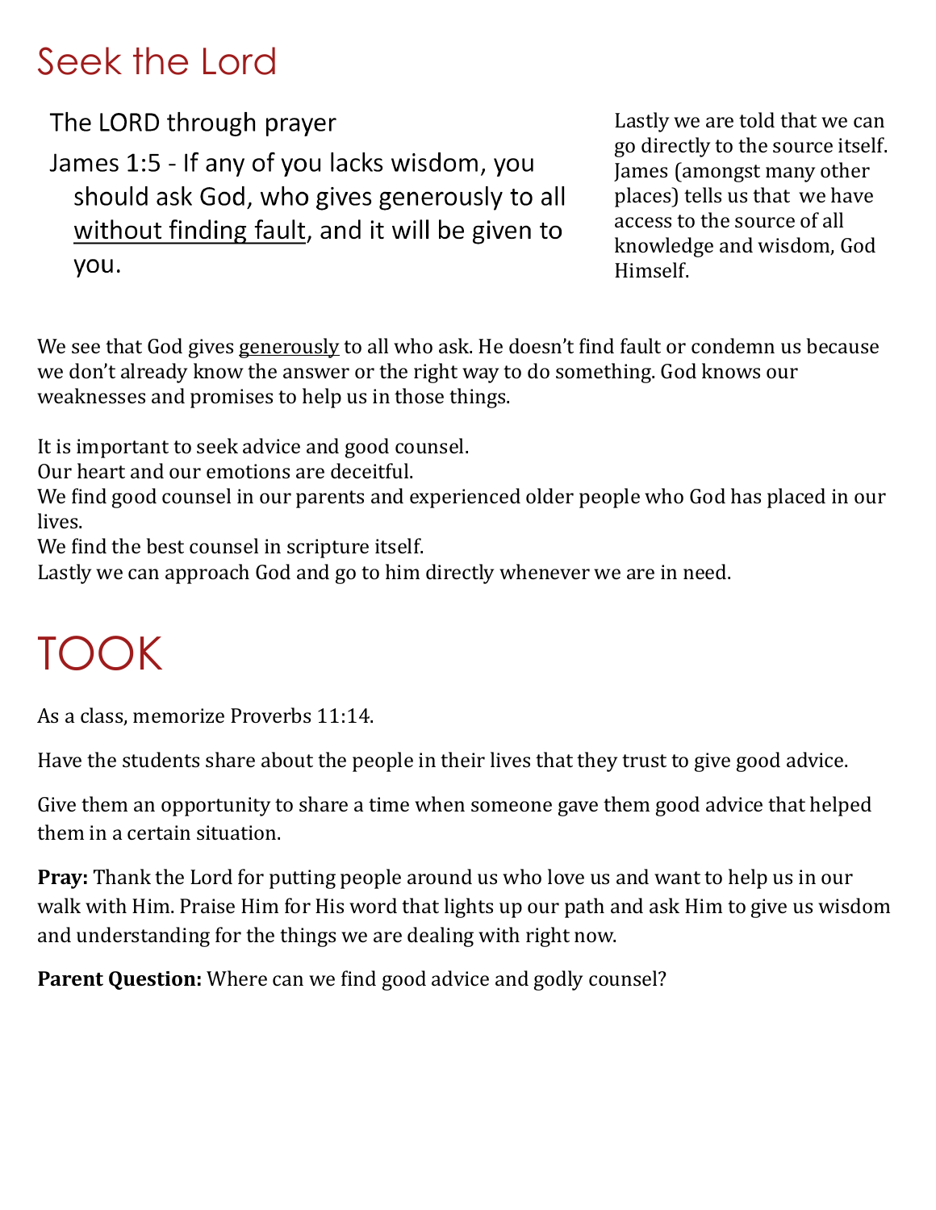# Seek the Lord

The LORD through prayer

James 1:5 - If any of you lacks wisdom, you should ask God, who gives generously to all <u>without finding fault</u>, and it will be given to you.

Lastly we are told that we can go directly to the source itself. James (amongst many other places) tells us that we have access to the source of all knowledge and wisdom, God Himself.

We see that God gives <u>generously</u> to all who ask. He doesn't find fault or condemn us because we don't already know the answer or the right way to do something. God knows our weaknesses and promises to help us in those things.

It is important to seek advice and good counsel.
Our heart and our emotions are deceitful.
We find good counsel in our parents and experienced older people who God has placed in our lives.
We find the best counsel in scripture itself.
Lastly we can approach God and go to him directly whenever we are in need.

# TOOK

As a class, memorize Proverbs 11:14.

Have the students share about the people in their lives that they trust to give good advice.

Give them an opportunity to share a time when someone gave them good advice that helped them in a certain situation.

**Pray:** Thank the Lord for putting people around us who love us and want to help us in our walk with Him. Praise Him for His word that lights up our path and ask Him to give us wisdom and understanding for the things we are dealing with right now.

**Parent Question:** Where can we find good advice and godly counsel?